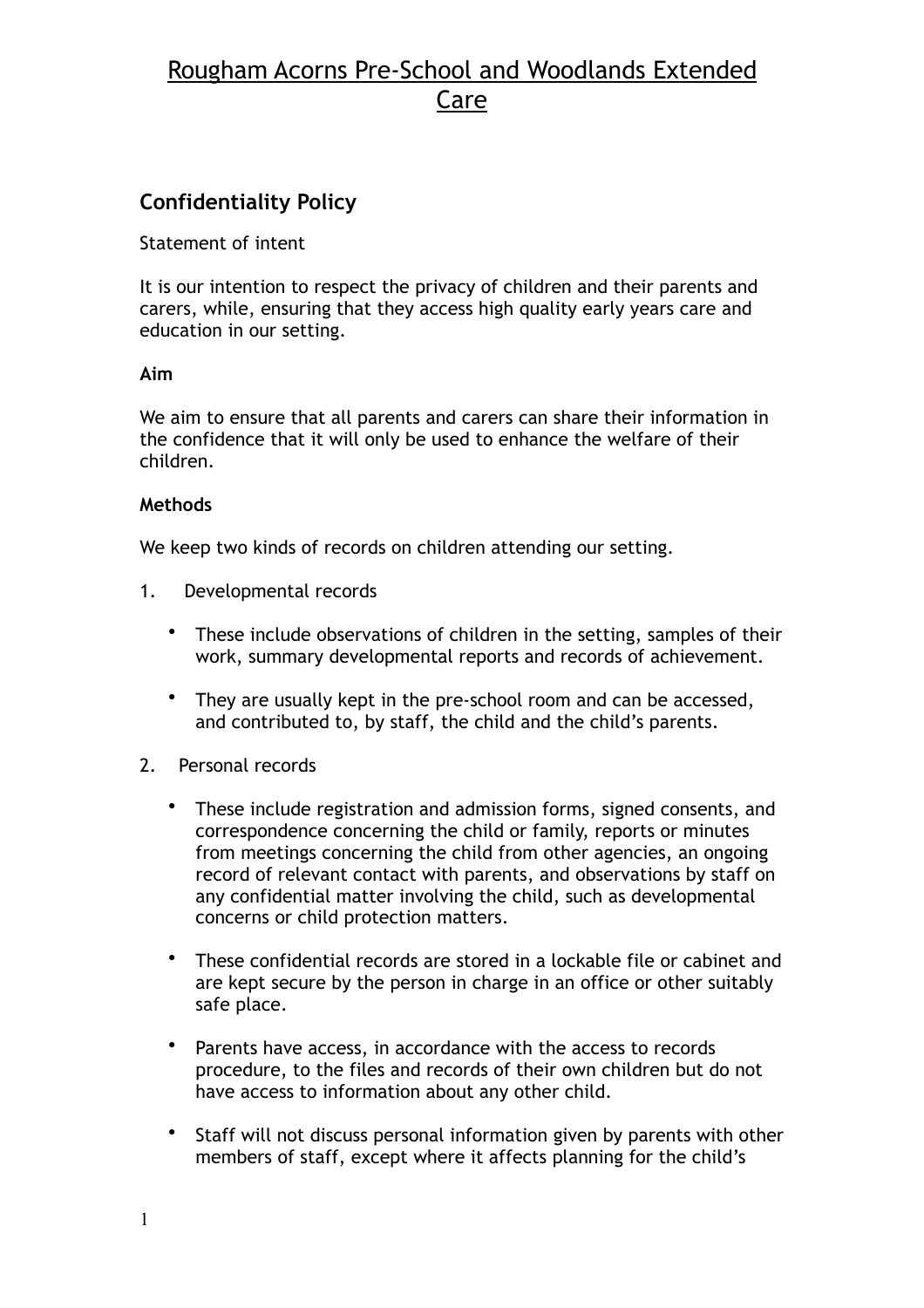# Rougham Acorns Pre-School and Woodlands Extended Care

## Confidentiality Policy

Statement of intent

It is our intention to respect the privacy of children and their parents and carers, while, ensuring that they access high quality early years care and education in our setting.

**Aim**

We aim to ensure that all parents and carers can share their information in the confidence that it will only be used to enhance the welfare of their children.

**Methods**

We keep two kinds of records on children attending our setting.

1. Developmental records
   - These include observations of children in the setting, samples of their work, summary developmental reports and records of achievement.
   - They are usually kept in the pre-school room and can be accessed, and contributed to, by staff, the child and the child's parents.
2. Personal records
   - These include registration and admission forms, signed consents, and correspondence concerning the child or family, reports or minutes from meetings concerning the child from other agencies, an ongoing record of relevant contact with parents, and observations by staff on any confidential matter involving the child, such as developmental concerns or child protection matters.
   - These confidential records are stored in a lockable file or cabinet and are kept secure by the person in charge in an office or other suitably safe place.
   - Parents have access, in accordance with the access to records procedure, to the files and records of their own children but do not have access to information about any other child.
   - Staff will not discuss personal information given by parents with other members of staff, except where it affects planning for the child's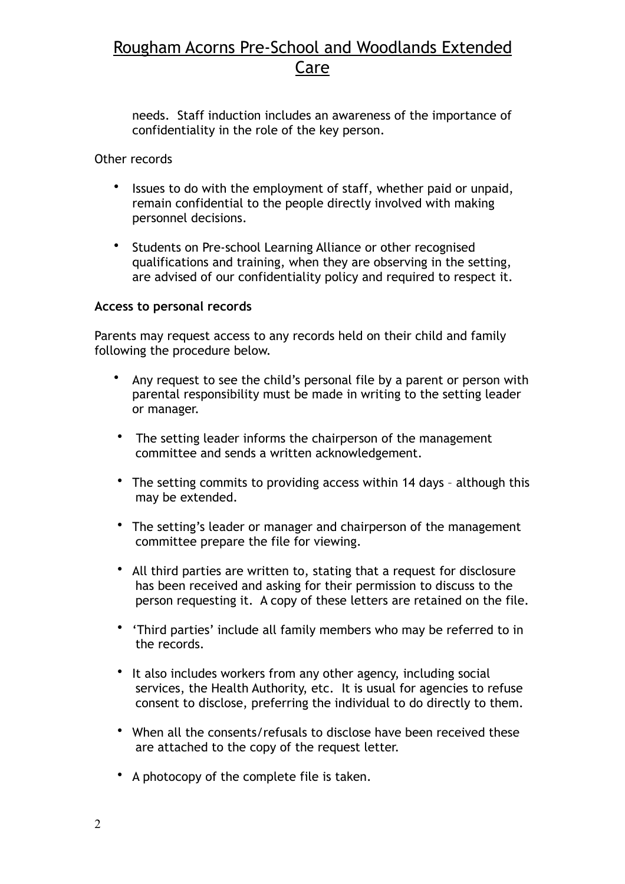needs. Staff induction includes an awareness of the importance of confidentiality in the role of the key person.

Other records

- Issues to do with the employment of staff, whether paid or unpaid, remain confidential to the people directly involved with making personnel decisions.
- Students on Pre-school Learning Alliance or other recognised qualifications and training, when they are observing in the setting, are advised of our confidentiality policy and required to respect it.

**Access to personal records**

Parents may request access to any records held on their child and family following the procedure below.

- Any request to see the child's personal file by a parent or person with parental responsibility must be made in writing to the setting leader or manager.
- The setting leader informs the chairperson of the management committee and sends a written acknowledgement.
- The setting commits to providing access within 14 days – although this may be extended.
- The setting's leader or manager and chairperson of the management committee prepare the file for viewing.
- All third parties are written to, stating that a request for disclosure has been received and asking for their permission to discuss to the person requesting it. A copy of these letters are retained on the file.
- 'Third parties' include all family members who may be referred to in the records.
- It also includes workers from any other agency, including social services, the Health Authority, etc. It is usual for agencies to refuse consent to disclose, preferring the individual to do directly to them.
- When all the consents/refusals to disclose have been received these are attached to the copy of the request letter.
- A photocopy of the complete file is taken.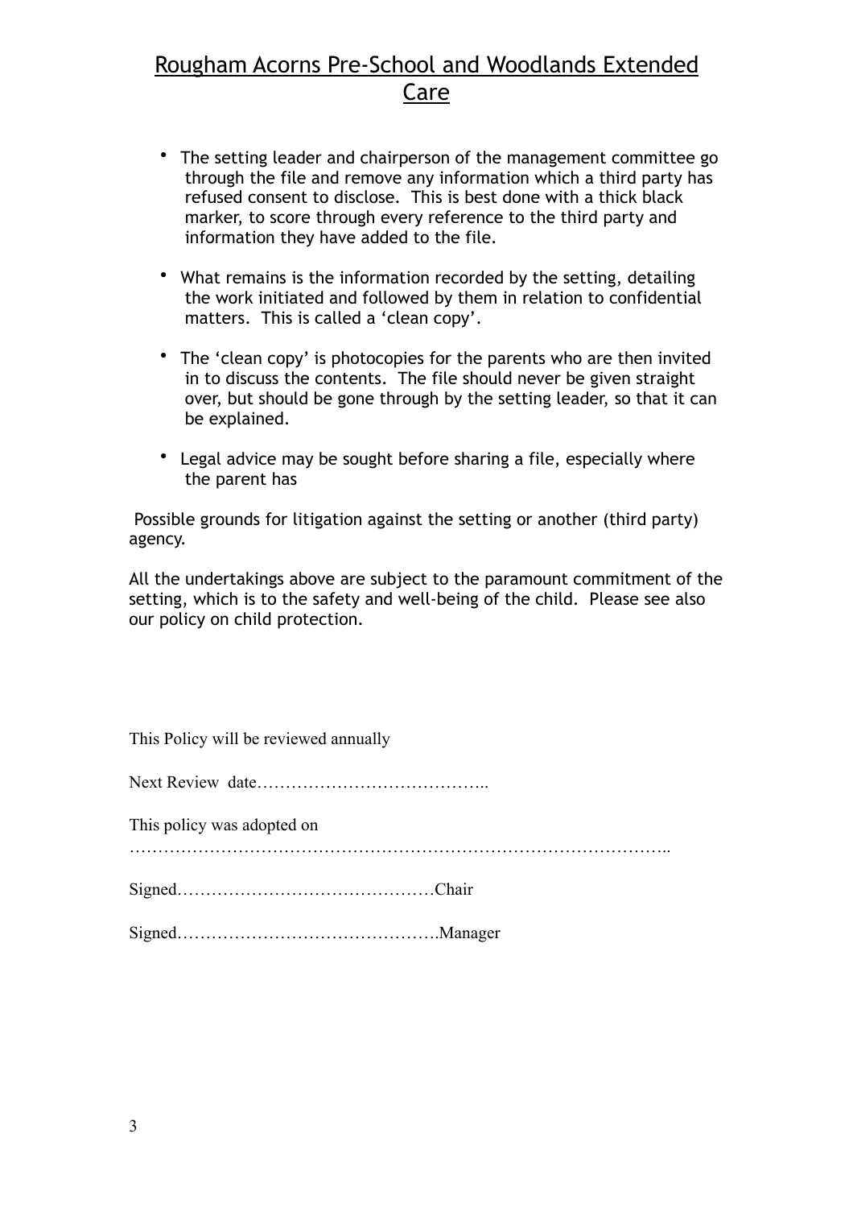- The setting leader and chairperson of the management committee go through the file and remove any information which a third party has refused consent to disclose. This is best done with a thick black marker, to score through every reference to the third party and information they have added to the file.

- What remains is the information recorded by the setting, detailing the work initiated and followed by them in relation to confidential matters. This is called a 'clean copy'.

- The 'clean copy' is photocopies for the parents who are then invited in to discuss the contents. The file should never be given straight over, but should be gone through by the setting leader, so that it can be explained.

- Legal advice may be sought before sharing a file, especially where the parent has

Possible grounds for litigation against the setting or another (third party) agency.

All the undertakings above are subject to the paramount commitment of the setting, which is to the safety and well-being of the child. Please see also our policy on child protection.

This Policy will be reviewed annually

Next Review date…………………………………..

This policy was adopted on ……………………………………………………………………………..

Signed………………………………………Chair

Signed……………………………………….Manager